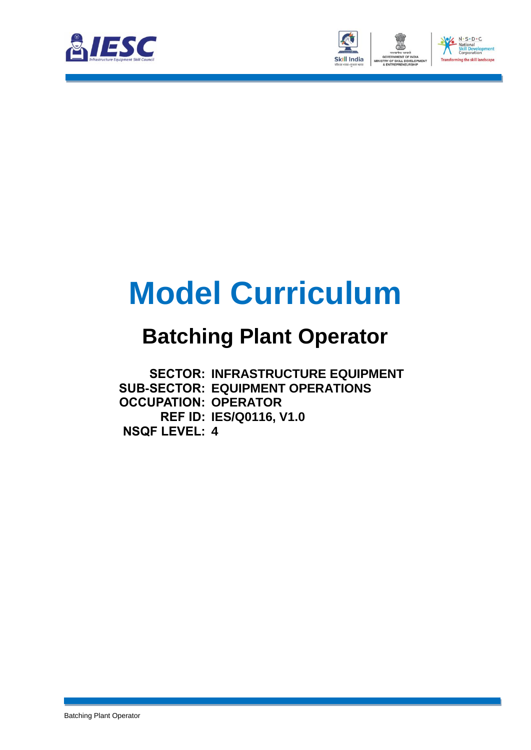# Model Curriculum

## Batching Plant Operator

**SECTOR:** INFRASTRUCTURE EQUIPMENT
**SUB-SECTOR:** EQUIPMENT OPERATIONS
**OCCUPATION:** OPERATOR
**REF ID:** IES/Q0116, V1.0
**NSQF LEVEL:** 4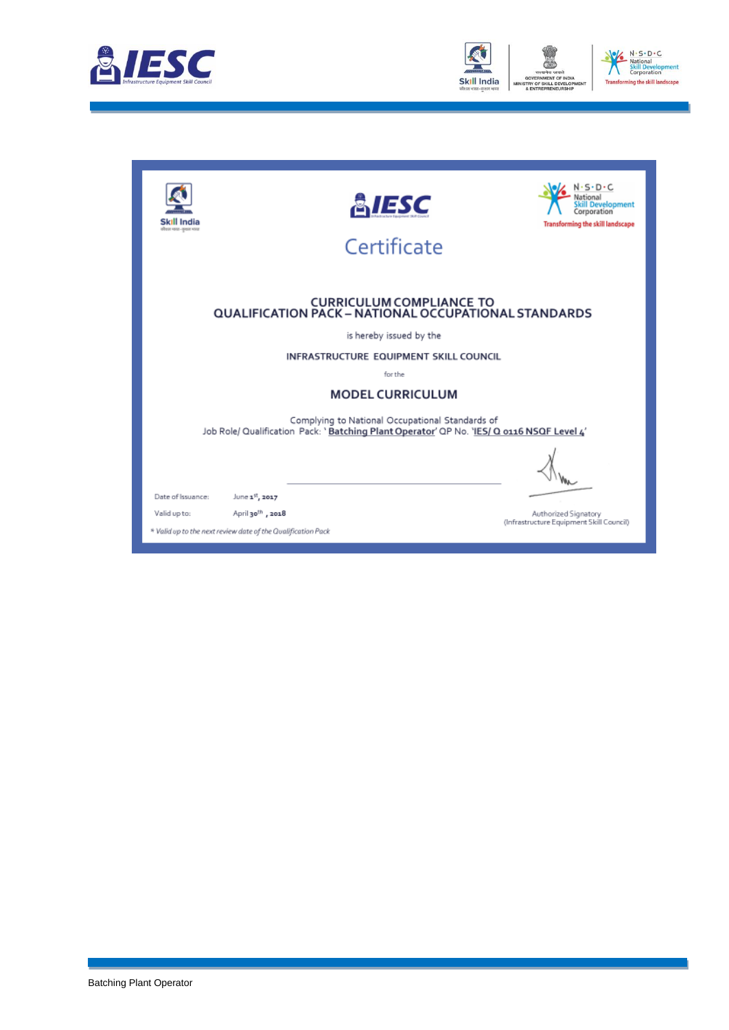# Certificate

## CURRICULUM COMPLIANCE TO QUALIFICATION PACK – NATIONAL OCCUPATIONAL STANDARDS

is hereby issued by the

**INFRASTRUCTURE EQUIPMENT SKILL COUNCIL**

for the

## MODEL CURRICULUM

Complying to National Occupational Standards of
Job Role/ Qualification Pack: '**Batching Plant Operator**' QP No. '**IES/ Q 0116 NSQF Level 4**'

Date of Issuance: June 1st, 2017

Valid up to: April 30th, 2018

*\* Valid up to the next review date of the Qualification Pack*

Authorized Signatory
(Infrastructure Equipment Skill Council)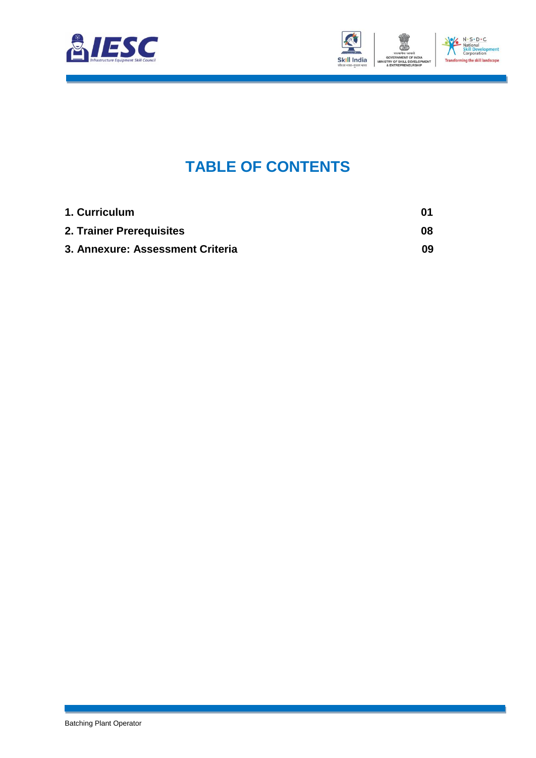# TABLE OF CONTENTS

| | |
|---|---|
| **1. Curriculum** | **01** |
| **2. Trainer Prerequisites** | **08** |
| **3. Annexure: Assessment Criteria** | **09** |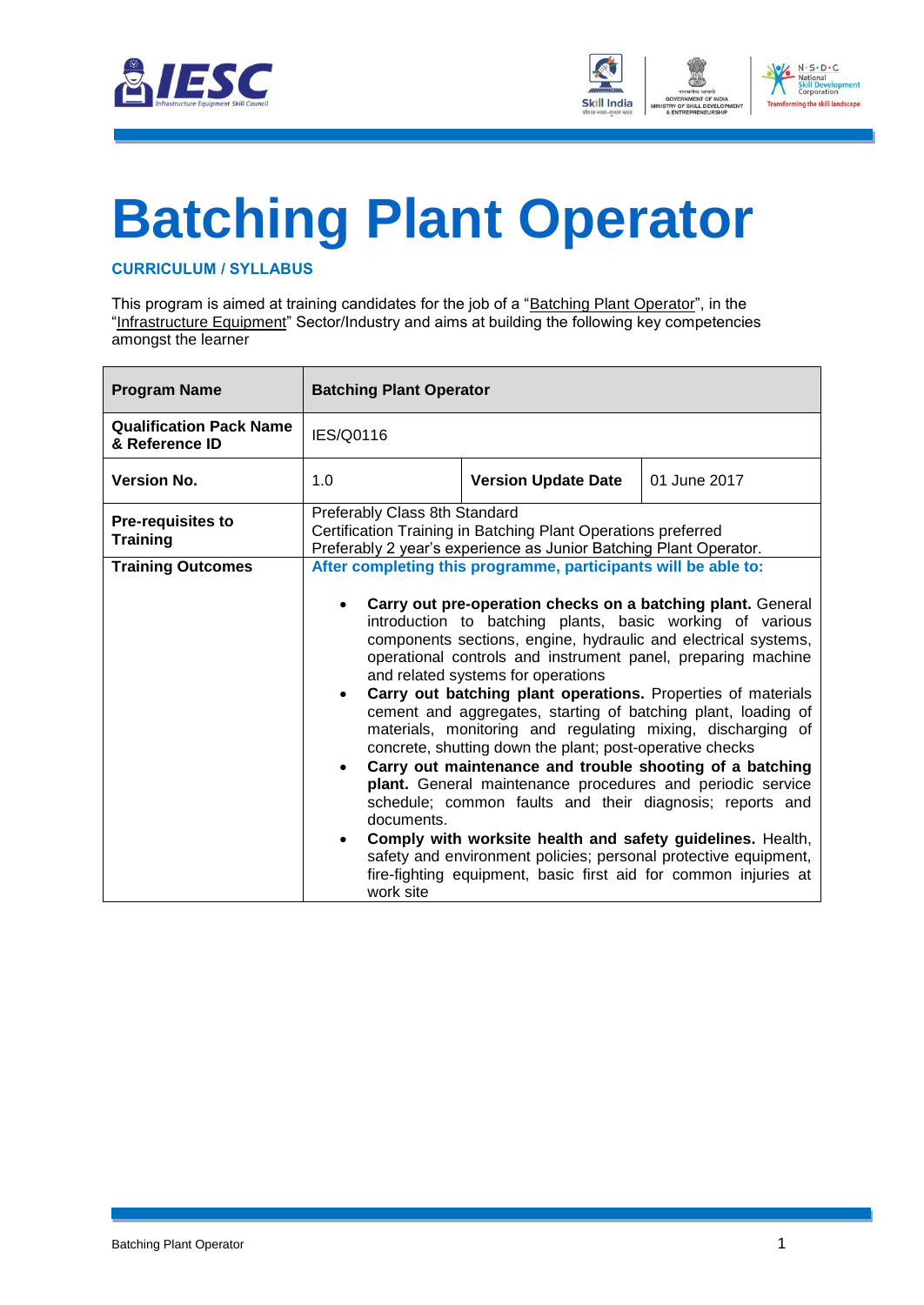# Batching Plant Operator

**CURRICULUM / SYLLABUS**

This program is aimed at training candidates for the job of a "Batching Plant Operator", in the "Infrastructure Equipment" Sector/Industry and aims at building the following key competencies amongst the learner

| **Program Name** | **Batching Plant Operator** | | |
|---|---|---|---|
| **Qualification Pack Name & Reference ID** | IES/Q0116 | | |
| **Version No.** | 1.0 | **Version Update Date** | 01 June 2017 |
| **Pre-requisites to Training** | Preferably Class 8th Standard<br>Certification Training in Batching Plant Operations preferred<br>Preferably 2 year's experience as Junior Batching Plant Operator. | | |
| **Training Outcomes** | **After completing this programme, participants will be able to:**<br><br>• **Carry out pre-operation checks on a batching plant.** General introduction to batching plants, basic working of various components sections, engine, hydraulic and electrical systems, operational controls and instrument panel, preparing machine and related systems for operations<br>• **Carry out batching plant operations.** Properties of materials cement and aggregates, starting of batching plant, loading of materials, monitoring and regulating mixing, discharging of concrete, shutting down the plant; post-operative checks<br>• **Carry out maintenance and trouble shooting of a batching plant.** General maintenance procedures and periodic service schedule; common faults and their diagnosis; reports and documents.<br>• **Comply with worksite health and safety guidelines.** Health, safety and environment policies; personal protective equipment, fire-fighting equipment, basic first aid for common injuries at work site | | |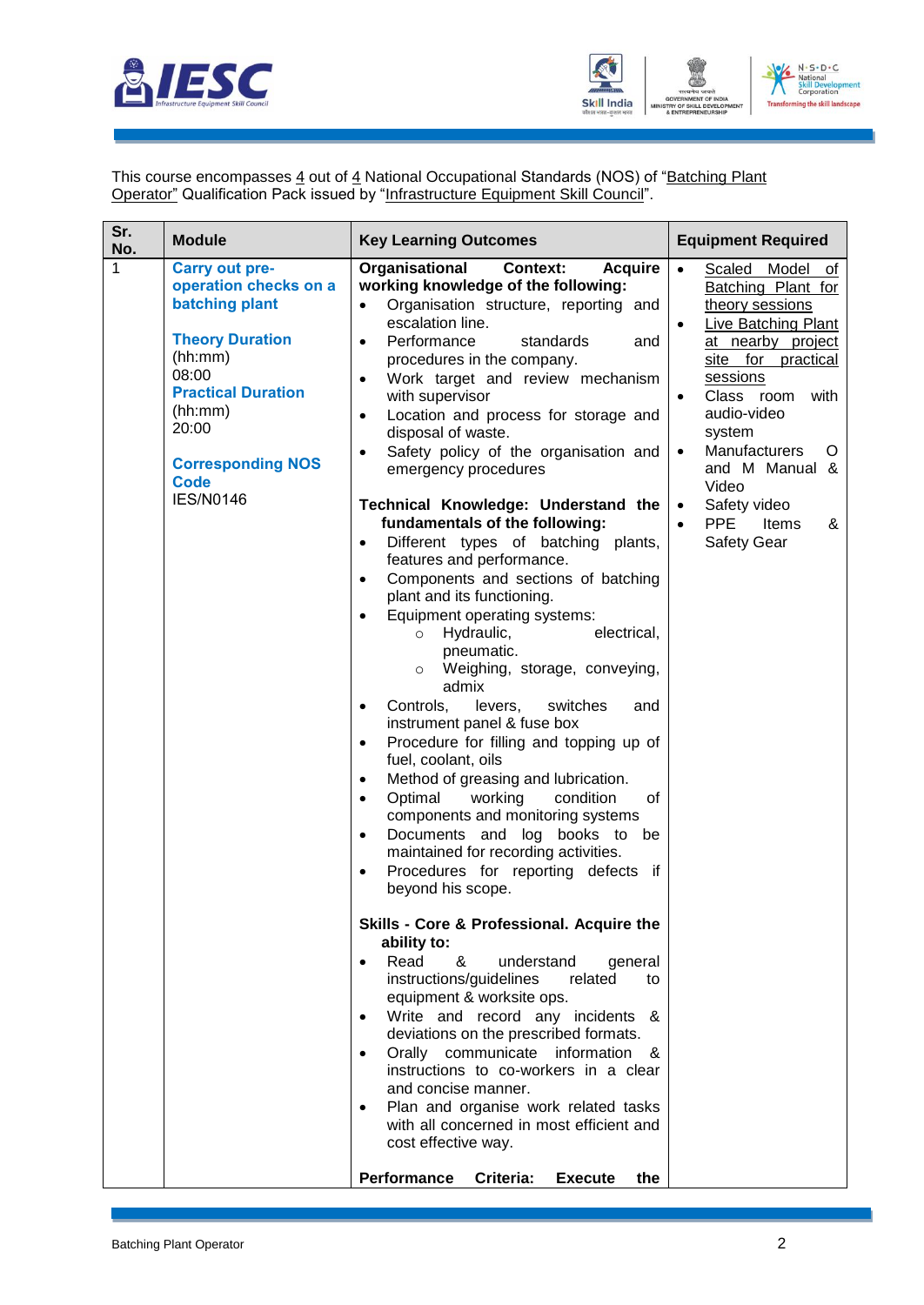This course encompasses 4 out of 4 National Occupational Standards (NOS) of "Batching Plant Operator" Qualification Pack issued by "Infrastructure Equipment Skill Council".

| Sr. No. | Module | Key Learning Outcomes | Equipment Required |
|---|---|---|---|
| 1 | **Carry out pre-operation checks on a batching plant**<br><br>**Theory Duration** (hh:mm) 08:00<br>**Practical Duration** (hh:mm) 20:00<br><br>**Corresponding NOS Code** IES/N0146 | **Organisational Context: Acquire working knowledge of the following:**<br>• Organisation structure, reporting and escalation line.<br>• Performance standards and procedures in the company.<br>• Work target and review mechanism with supervisor<br>• Location and process for storage and disposal of waste.<br>• Safety policy of the organisation and emergency procedures<br><br>**Technical Knowledge: Understand the fundamentals of the following:**<br>• Different types of batching plants, features and performance.<br>• Components and sections of batching plant and its functioning.<br>• Equipment operating systems:<br>&nbsp;&nbsp;○ Hydraulic, electrical, pneumatic.<br>&nbsp;&nbsp;○ Weighing, storage, conveying, admix<br>• Controls, levers, switches and instrument panel & fuse box<br>• Procedure for filling and topping up of fuel, coolant, oils<br>• Method of greasing and lubrication.<br>• Optimal working condition of components and monitoring systems<br>• Documents and log books to be maintained for recording activities.<br>• Procedures for reporting defects if beyond his scope.<br><br>**Skills - Core & Professional. Acquire the ability to:**<br>• Read & understand general instructions/guidelines related to equipment & worksite ops.<br>• Write and record any incidents & deviations on the prescribed formats.<br>• Orally communicate information & instructions to co-workers in a clear and concise manner.<br>• Plan and organise work related tasks with all concerned in most efficient and cost effective way.<br><br>**Performance Criteria: Execute the** | • Scaled Model of Batching Plant for theory sessions<br>• Live Batching Plant at nearby project site for practical sessions<br>• Class room with audio-video system<br>• Manufacturers O and M Manual & Video<br>• Safety video<br>• PPE Items & Safety Gear |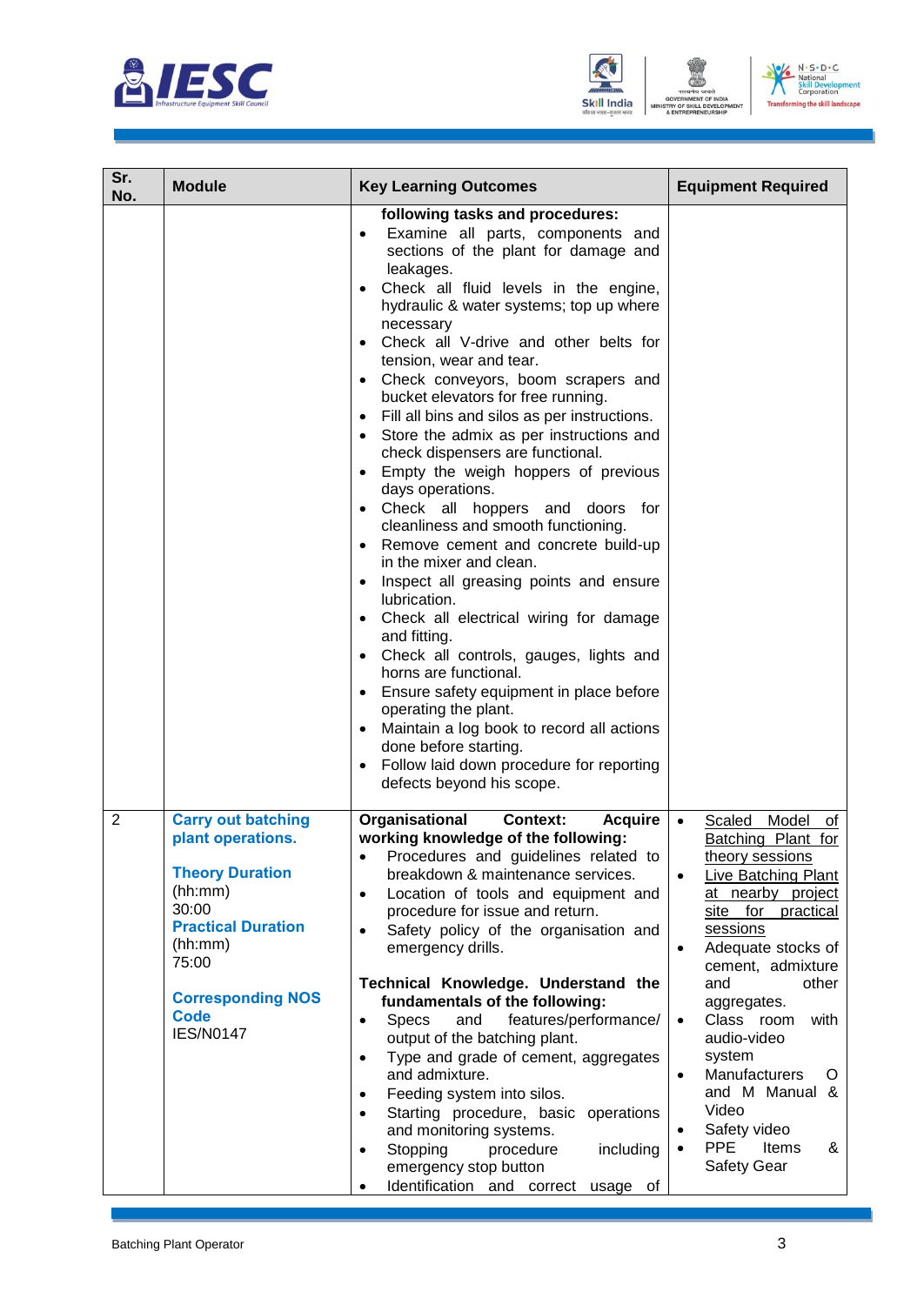| Sr. No. | Module | Key Learning Outcomes | Equipment Required |
|---|---|---|---|
| | | **following tasks and procedures:**<br>• Examine all parts, components and sections of the plant for damage and leakages.<br>• Check all fluid levels in the engine, hydraulic & water systems; top up where necessary<br>• Check all V-drive and other belts for tension, wear and tear.<br>• Check conveyors, boom scrapers and bucket elevators for free running.<br>• Fill all bins and silos as per instructions.<br>• Store the admix as per instructions and check dispensers are functional.<br>• Empty the weigh hoppers of previous days operations.<br>• Check all hoppers and doors for cleanliness and smooth functioning.<br>• Remove cement and concrete build-up in the mixer and clean.<br>• Inspect all greasing points and ensure lubrication.<br>• Check all electrical wiring for damage and fitting.<br>• Check all controls, gauges, lights and horns are functional.<br>• Ensure safety equipment in place before operating the plant.<br>• Maintain a log book to record all actions done before starting.<br>• Follow laid down procedure for reporting defects beyond his scope. | |
| 2 | **Carry out batching plant operations.**<br><br>**Theory Duration** (hh:mm)<br>30:00<br>**Practical Duration** (hh:mm)<br>75:00<br><br>**Corresponding NOS Code**<br>IES/N0147 | **Organisational Context: Acquire working knowledge of the following:**<br>• Procedures and guidelines related to breakdown & maintenance services.<br>• Location of tools and equipment and procedure for issue and return.<br>• Safety policy of the organisation and emergency drills.<br><br>**Technical Knowledge. Understand the fundamentals of the following:**<br>• Specs and features/performance/ output of the batching plant.<br>• Type and grade of cement, aggregates and admixture.<br>• Feeding system into silos.<br>• Starting procedure, basic operations and monitoring systems.<br>• Stopping procedure including emergency stop button<br>• Identification and correct usage of | • Scaled Model of Batching Plant for theory sessions<br>• Live Batching Plant at nearby project site for practical sessions<br>• Adequate stocks of cement, admixture and other aggregates.<br>• Class room with audio-video system<br>• Manufacturers O and M Manual & Video<br>• Safety video<br>• PPE Items & Safety Gear |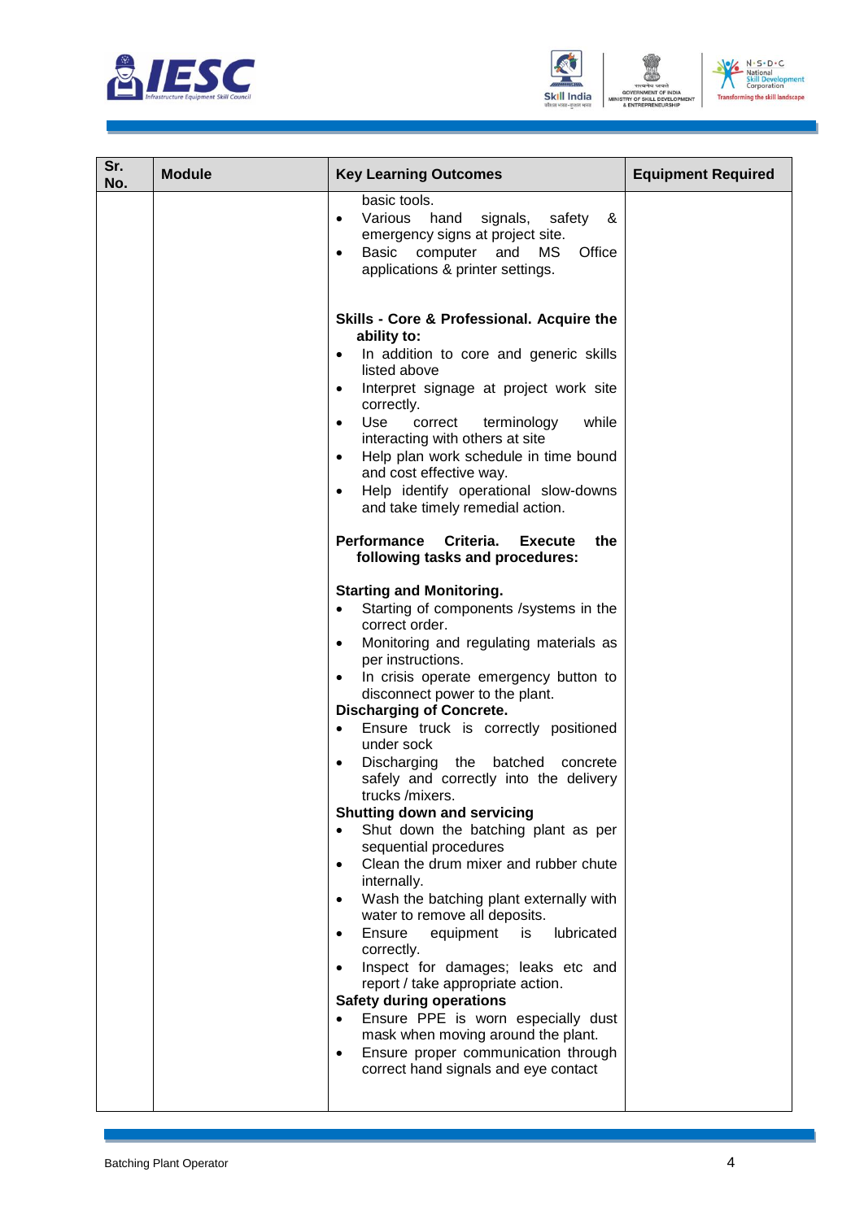| Sr. No. | Module | Key Learning Outcomes | Equipment Required |
|---|---|---|---|
| | | basic tools.<br>• Various hand signals, safety & emergency signs at project site.<br>• Basic computer and MS Office applications & printer settings.<br><br>**Skills - Core & Professional. Acquire the ability to:**<br>• In addition to core and generic skills listed above<br>• Interpret signage at project work site correctly.<br>• Use correct terminology while interacting with others at site<br>• Help plan work schedule in time bound and cost effective way.<br>• Help identify operational slow-downs and take timely remedial action.<br><br>**Performance Criteria. Execute the following tasks and procedures:**<br><br>**Starting and Monitoring.**<br>• Starting of components /systems in the correct order.<br>• Monitoring and regulating materials as per instructions.<br>• In crisis operate emergency button to disconnect power to the plant.<br>**Discharging of Concrete.**<br>• Ensure truck is correctly positioned under sock<br>• Discharging the batched concrete safely and correctly into the delivery trucks /mixers.<br>**Shutting down and servicing**<br>• Shut down the batching plant as per sequential procedures<br>• Clean the drum mixer and rubber chute internally.<br>• Wash the batching plant externally with water to remove all deposits.<br>• Ensure equipment is lubricated correctly.<br>• Inspect for damages; leaks etc and report / take appropriate action.<br>**Safety during operations**<br>• Ensure PPE is worn especially dust mask when moving around the plant.<br>• Ensure proper communication through correct hand signals and eye contact | |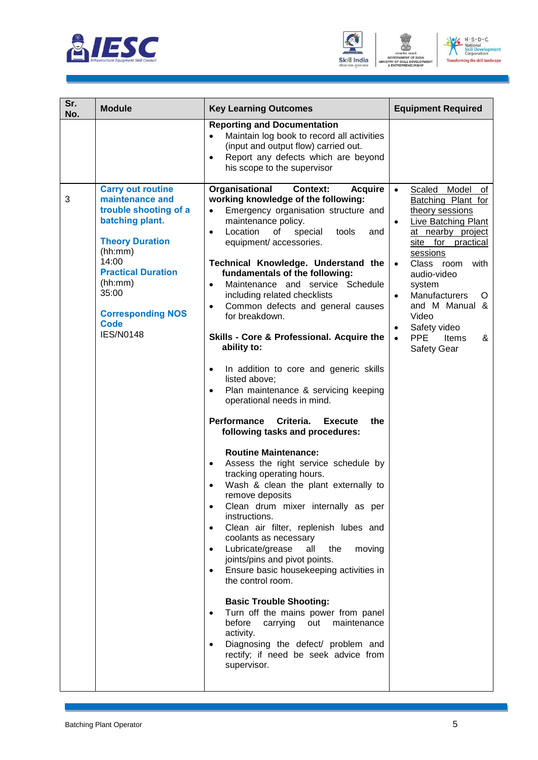| Sr. No. | Module | Key Learning Outcomes | Equipment Required |
|---|---|---|---|
| | | **Reporting and Documentation**<br>• Maintain log book to record all activities (input and output flow) carried out.<br>• Report any defects which are beyond his scope to the supervisor | |
| 3 | **Carry out routine maintenance and trouble shooting of a batching plant.**<br><br>**Theory Duration** (hh:mm)<br>14:00<br>**Practical Duration** (hh:mm)<br>35:00<br><br>**Corresponding NOS Code**<br>IES/N0148 | **Organisational Context: Acquire working knowledge of the following:**<br>• Emergency organisation structure and maintenance policy.<br>• Location of special tools and equipment/ accessories.<br><br>**Technical Knowledge. Understand the fundamentals of the following:**<br>• Maintenance and service Schedule including related checklists<br>• Common defects and general causes for breakdown.<br><br>**Skills - Core & Professional. Acquire the ability to:**<br><br>• In addition to core and generic skills listed above;<br>• Plan maintenance & servicing keeping operational needs in mind.<br><br>**Performance Criteria. Execute the following tasks and procedures:**<br><br>**Routine Maintenance:**<br>• Assess the right service schedule by tracking operating hours.<br>• Wash & clean the plant externally to remove deposits<br>• Clean drum mixer internally as per instructions.<br>• Clean air filter, replenish lubes and coolants as necessary<br>• Lubricate/grease all the moving joints/pins and pivot points.<br>• Ensure basic housekeeping activities in the control room.<br><br>**Basic Trouble Shooting:**<br>• Turn off the mains power from panel before carrying out maintenance activity.<br>• Diagnosing the defect/ problem and rectify; if need be seek advice from supervisor. | • Scaled Model of Batching Plant for theory sessions<br>• Live Batching Plant at nearby project site for practical sessions<br>• Class room with audio-video system<br>• Manufacturers O and M Manual & Video<br>• Safety video<br>• PPE Items & Safety Gear |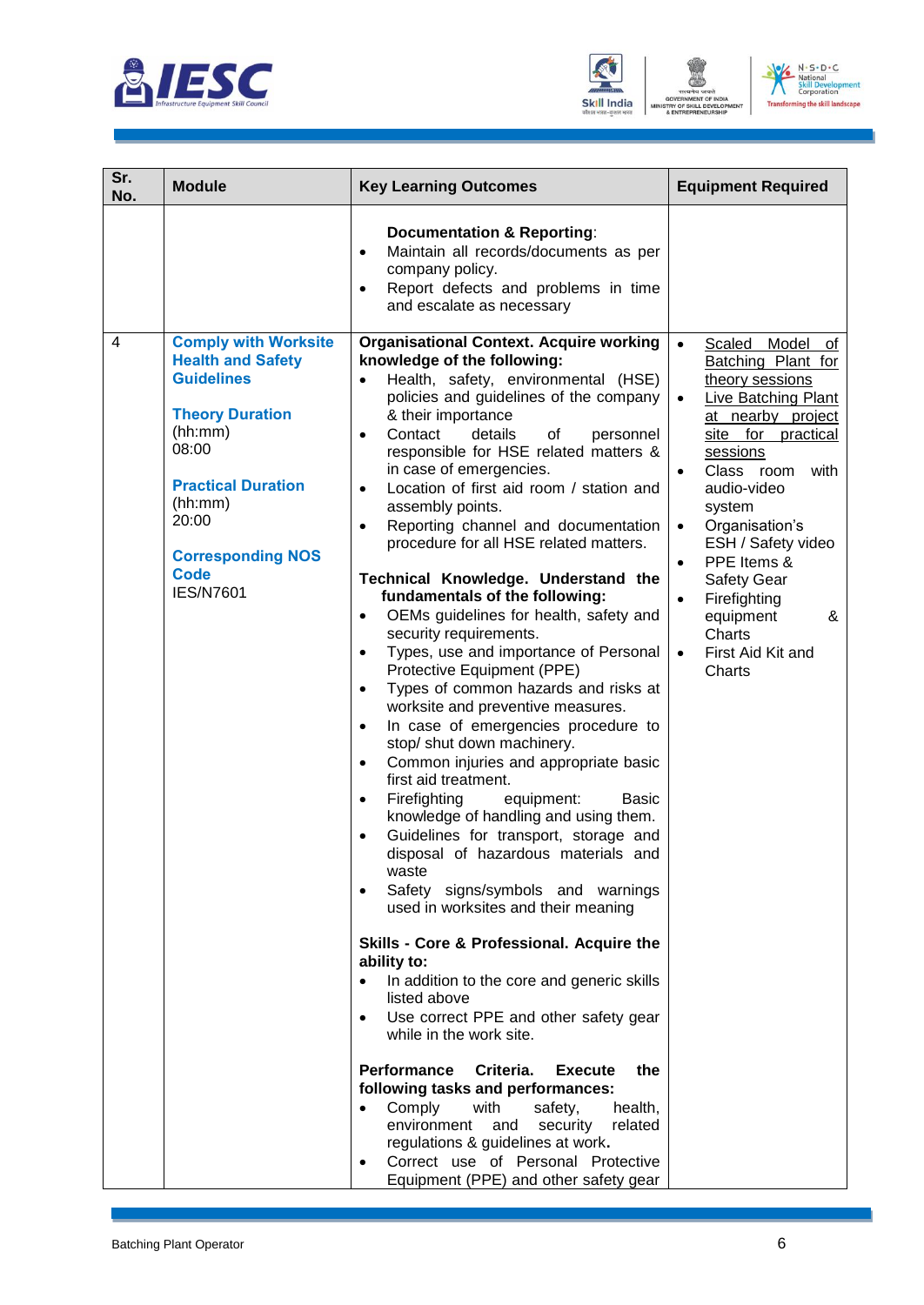| Sr. No. | Module | Key Learning Outcomes | Equipment Required |
|---|---|---|---|
| | | **Documentation & Reporting**:<br>• Maintain all records/documents as per company policy.<br>• Report defects and problems in time and escalate as necessary | |
| 4 | **Comply with Worksite Health and Safety Guidelines**<br><br>**Theory Duration** (hh:mm)<br>08:00<br><br>**Practical Duration** (hh:mm)<br>20:00<br><br>**Corresponding NOS Code**<br>IES/N7601 | **Organisational Context. Acquire working knowledge of the following:**<br>• Health, safety, environmental (HSE) policies and guidelines of the company & their importance<br>• Contact details of personnel responsible for HSE related matters & in case of emergencies.<br>• Location of first aid room / station and assembly points.<br>• Reporting channel and documentation procedure for all HSE related matters.<br><br>**Technical Knowledge. Understand the fundamentals of the following:**<br>• OEMs guidelines for health, safety and security requirements.<br>• Types, use and importance of Personal Protective Equipment (PPE)<br>• Types of common hazards and risks at worksite and preventive measures.<br>• In case of emergencies procedure to stop/ shut down machinery.<br>• Common injuries and appropriate basic first aid treatment.<br>• Firefighting equipment: Basic knowledge of handling and using them.<br>• Guidelines for transport, storage and disposal of hazardous materials and waste<br>• Safety signs/symbols and warnings used in worksites and their meaning<br><br>**Skills - Core & Professional. Acquire the ability to:**<br>• In addition to the core and generic skills listed above<br>• Use correct PPE and other safety gear while in the work site.<br><br>**Performance Criteria. Execute the following tasks and performances:**<br>• Comply with safety, health, environment and security related regulations & guidelines at work**.**<br>• Correct use of Personal Protective Equipment (PPE) and other safety gear | • Scaled Model of Batching Plant for theory sessions<br>• Live Batching Plant at nearby project site for practical sessions<br>• Class room with audio-video system<br>• Organisation's ESH / Safety video<br>• PPE Items & Safety Gear<br>• Firefighting equipment & Charts<br>• First Aid Kit and Charts |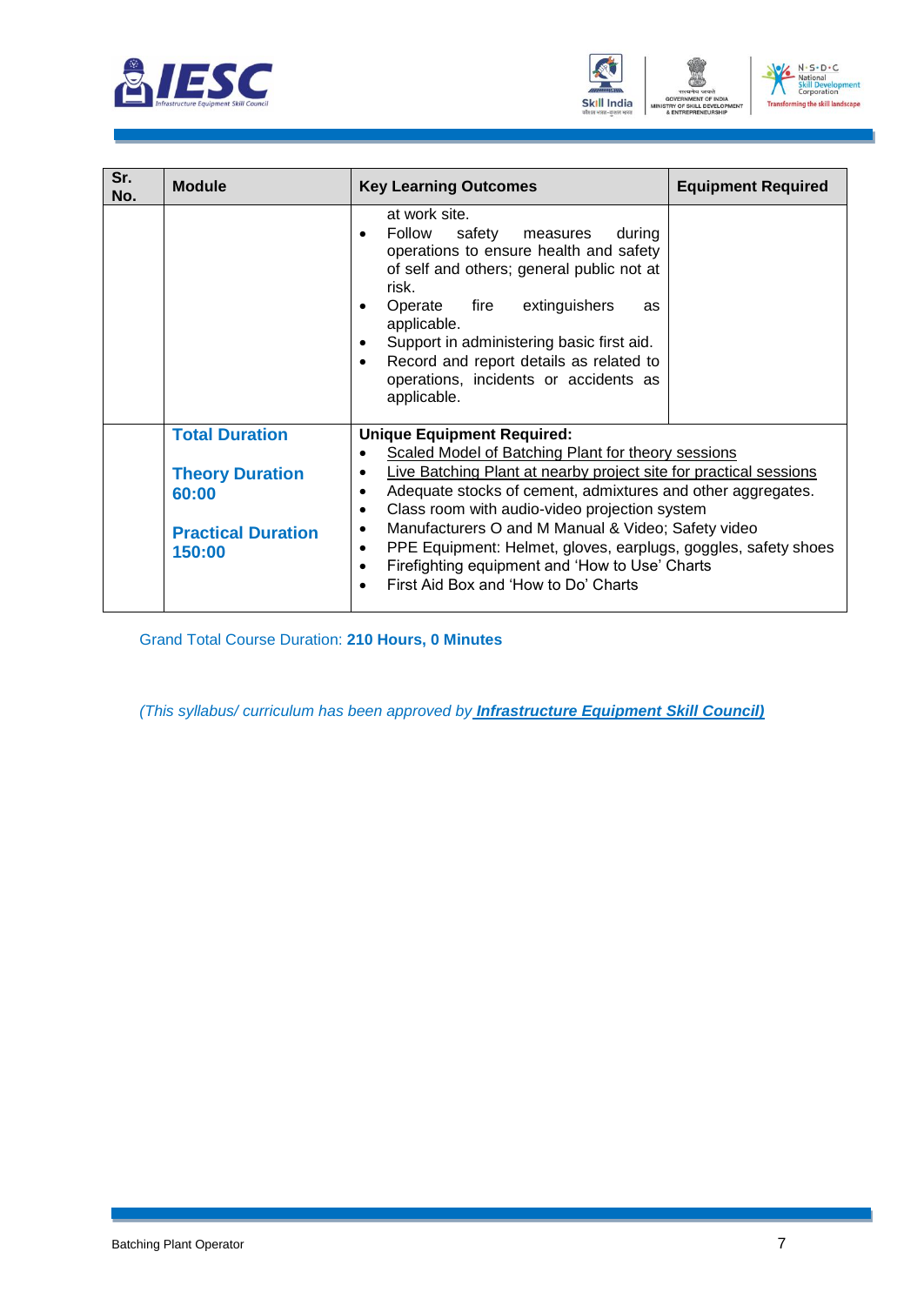| Sr. No. | Module | Key Learning Outcomes | Equipment Required |
|---|---|---|---|
| | | at work site.<br>• Follow safety measures during operations to ensure health and safety of self and others; general public not at risk.<br>• Operate fire extinguishers as applicable.<br>• Support in administering basic first aid.<br>• Record and report details as related to operations, incidents or accidents as applicable. | |
| | **Total Duration**<br><br>**Theory Duration 60:00**<br><br>**Practical Duration 150:00** | **Unique Equipment Required:**<br>• Scaled Model of Batching Plant for theory sessions<br>• Live Batching Plant at nearby project site for practical sessions<br>• Adequate stocks of cement, admixtures and other aggregates.<br>• Class room with audio-video projection system<br>• Manufacturers O and M Manual & Video; Safety video<br>• PPE Equipment: Helmet, gloves, earplugs, goggles, safety shoes<br>• Firefighting equipment and 'How to Use' Charts<br>• First Aid Box and 'How to Do' Charts | |

Grand Total Course Duration: **210 Hours, 0 Minutes**

*(This syllabus/ curriculum has been approved by **Infrastructure Equipment Skill Council)***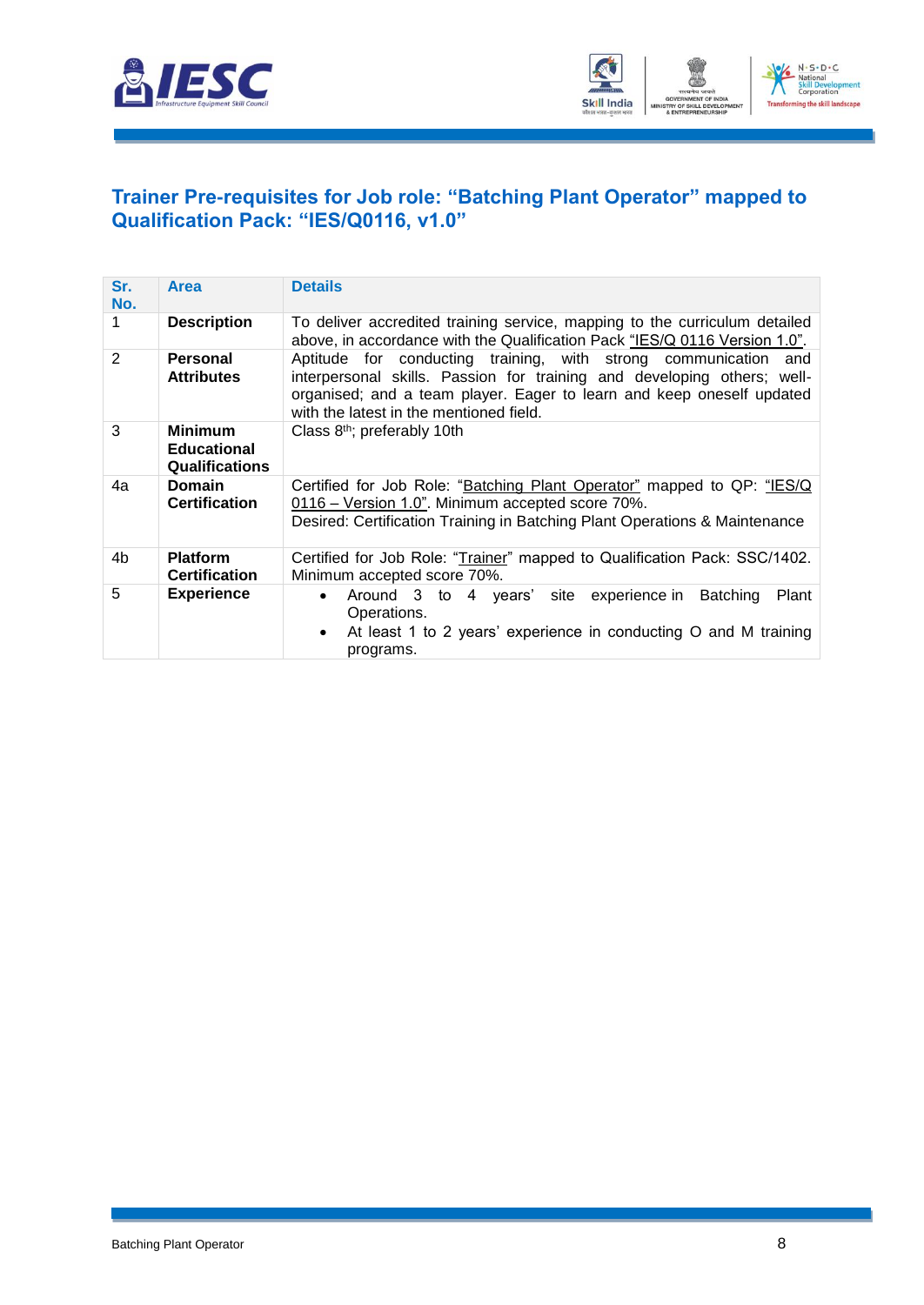## Trainer Pre-requisites for Job role: "Batching Plant Operator" mapped to Qualification Pack: "IES/Q0116, v1.0"

| Sr. No. | Area | Details |
|---|---|---|
| 1 | **Description** | To deliver accredited training service, mapping to the curriculum detailed above, in accordance with the Qualification Pack "IES/Q 0116 Version 1.0". |
| 2 | **Personal Attributes** | Aptitude for conducting training, with strong communication and interpersonal skills. Passion for training and developing others; well-organised; and a team player. Eager to learn and keep oneself updated with the latest in the mentioned field. |
| 3 | **Minimum Educational Qualifications** | Class 8th; preferably 10th |
| 4a | **Domain Certification** | Certified for Job Role: "Batching Plant Operator" mapped to QP: "IES/Q 0116 – Version 1.0". Minimum accepted score 70%.<br>Desired: Certification Training in Batching Plant Operations & Maintenance |
| 4b | **Platform Certification** | Certified for Job Role: "Trainer" mapped to Qualification Pack: SSC/1402. Minimum accepted score 70%. |
| 5 | **Experience** | • Around 3 to 4 years' site experience in Batching Plant Operations.<br>• At least 1 to 2 years' experience in conducting O and M training programs. |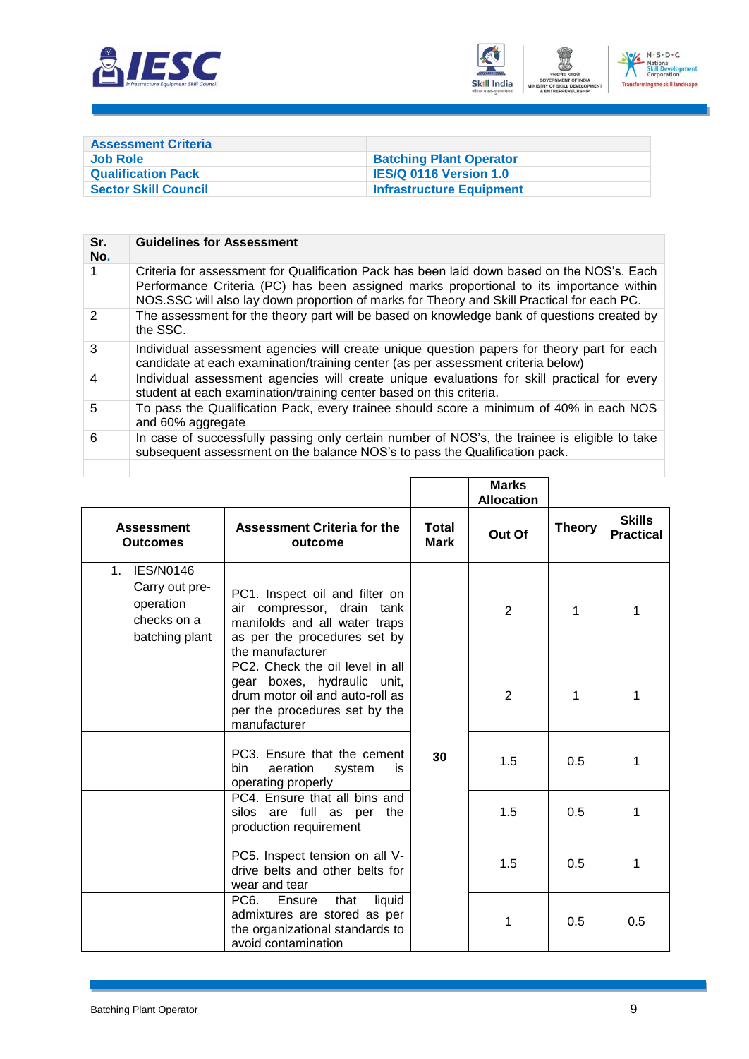| Assessment Criteria | |
|---|---|
| Job Role | Batching Plant Operator |
| Qualification Pack | IES/Q 0116 Version 1.0 |
| Sector Skill Council | Infrastructure Equipment |

| Sr. No. | Guidelines for Assessment |
|---|---|
| 1 | Criteria for assessment for Qualification Pack has been laid down based on the NOS's. Each Performance Criteria (PC) has been assigned marks proportional to its importance within NOS.SSC will also lay down proportion of marks for Theory and Skill Practical for each PC. |
| 2 | The assessment for the theory part will be based on knowledge bank of questions created by the SSC. |
| 3 | Individual assessment agencies will create unique question papers for theory part for each candidate at each examination/training center (as per assessment criteria below) |
| 4 | Individual assessment agencies will create unique evaluations for skill practical for every student at each examination/training center based on this criteria. |
| 5 | To pass the Qualification Pack, every trainee should score a minimum of 40% in each NOS and 60% aggregate |
| 6 | In case of successfully passing only certain number of NOS's, the trainee is eligible to take subsequent assessment on the balance NOS's to pass the Qualification pack. |
| | |

| | | | Marks Allocation | | |
|---|---|---|---|---|---|
| Assessment Outcomes | Assessment Criteria for the outcome | Total Mark | Out Of | Theory | Skills Practical |
| 1. IES/N0146 Carry out pre-operation checks on a batching plant | PC1. Inspect oil and filter on air compressor, drain tank manifolds and all water traps as per the procedures set by the manufacturer | 30 | 2 | 1 | 1 |
| | PC2. Check the oil level in all gear boxes, hydraulic unit, drum motor oil and auto-roll as per the procedures set by the manufacturer | | 2 | 1 | 1 |
| | PC3. Ensure that the cement bin aeration system is operating properly | | 1.5 | 0.5 | 1 |
| | PC4. Ensure that all bins and silos are full as per the production requirement | | 1.5 | 0.5 | 1 |
| | PC5. Inspect tension on all V-drive belts and other belts for wear and tear | | 1.5 | 0.5 | 1 |
| | PC6. Ensure that liquid admixtures are stored as per the organizational standards to avoid contamination | | 1 | 0.5 | 0.5 |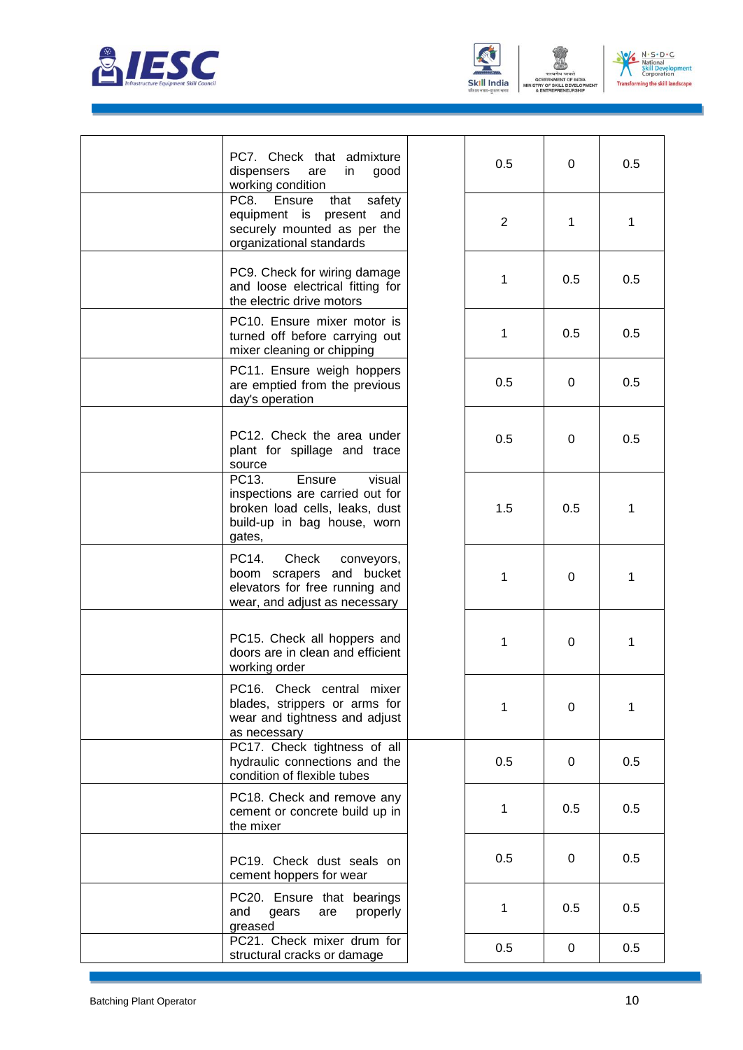| | | | | | |
|---|---|---|---|---|---|
| | PC7. Check that admixture dispensers are in good working condition | | 0.5 | 0 | 0.5 |
| | PC8. Ensure that safety equipment is present and securely mounted as per the organizational standards | | 2 | 1 | 1 |
| | PC9. Check for wiring damage and loose electrical fitting for the electric drive motors | | 1 | 0.5 | 0.5 |
| | PC10. Ensure mixer motor is turned off before carrying out mixer cleaning or chipping | | 1 | 0.5 | 0.5 |
| | PC11. Ensure weigh hoppers are emptied from the previous day's operation | | 0.5 | 0 | 0.5 |
| | PC12. Check the area under plant for spillage and trace source | | 0.5 | 0 | 0.5 |
| | PC13. Ensure visual inspections are carried out for broken load cells, leaks, dust build-up in bag house, worn gates, | | 1.5 | 0.5 | 1 |
| | PC14. Check conveyors, boom scrapers and bucket elevators for free running and wear, and adjust as necessary | | 1 | 0 | 1 |
| | PC15. Check all hoppers and doors are in clean and efficient working order | | 1 | 0 | 1 |
| | PC16. Check central mixer blades, strippers or arms for wear and tightness and adjust as necessary | | 1 | 0 | 1 |
| | PC17. Check tightness of all hydraulic connections and the condition of flexible tubes | | 0.5 | 0 | 0.5 |
| | PC18. Check and remove any cement or concrete build up in the mixer | | 1 | 0.5 | 0.5 |
| | PC19. Check dust seals on cement hoppers for wear | | 0.5 | 0 | 0.5 |
| | PC20. Ensure that bearings and gears are properly greased | | 1 | 0.5 | 0.5 |
| | PC21. Check mixer drum for structural cracks or damage | | 0.5 | 0 | 0.5 |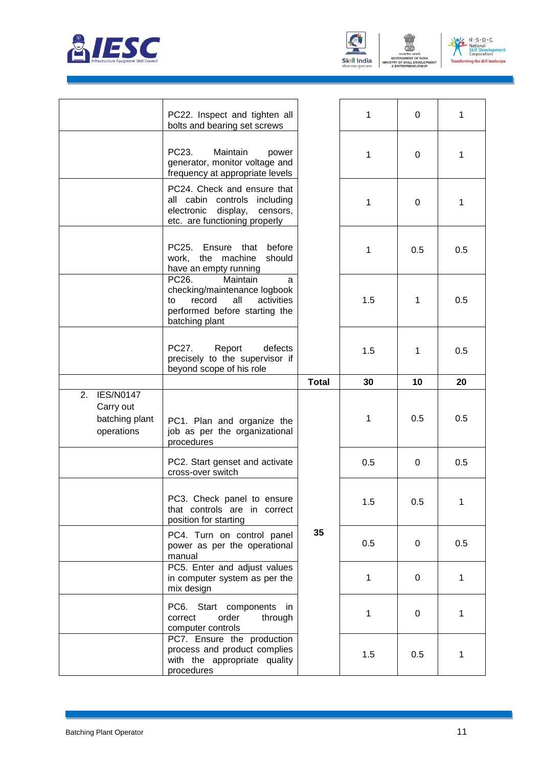| | | | | | |
|---|---|---|---|---|---|
| | PC22. Inspect and tighten all bolts and bearing set screws | | 1 | 0 | 1 |
| | PC23. Maintain power generator, monitor voltage and frequency at appropriate levels | | 1 | 0 | 1 |
| | PC24. Check and ensure that all cabin controls including electronic display, censors, etc. are functioning properly | | 1 | 0 | 1 |
| | PC25. Ensure that before work, the machine should have an empty running | | 1 | 0.5 | 0.5 |
| | PC26. Maintain a checking/maintenance logbook to record all activities performed before starting the batching plant | | 1.5 | 1 | 0.5 |
| | PC27. Report defects precisely to the supervisor if beyond scope of his role | | 1.5 | 1 | 0.5 |
| | | **Total** | **30** | **10** | **20** |
| 2. IES/N0147 Carry out batching plant operations | PC1. Plan and organize the job as per the organizational procedures | **35** | 1 | 0.5 | 0.5 |
| | PC2. Start genset and activate cross-over switch | | 0.5 | 0 | 0.5 |
| | PC3. Check panel to ensure that controls are in correct position for starting | | 1.5 | 0.5 | 1 |
| | PC4. Turn on control panel power as per the operational manual | | 0.5 | 0 | 0.5 |
| | PC5. Enter and adjust values in computer system as per the mix design | | 1 | 0 | 1 |
| | PC6. Start components in correct order through computer controls | | 1 | 0 | 1 |
| | PC7. Ensure the production process and product complies with the appropriate quality procedures | | 1.5 | 0.5 | 1 |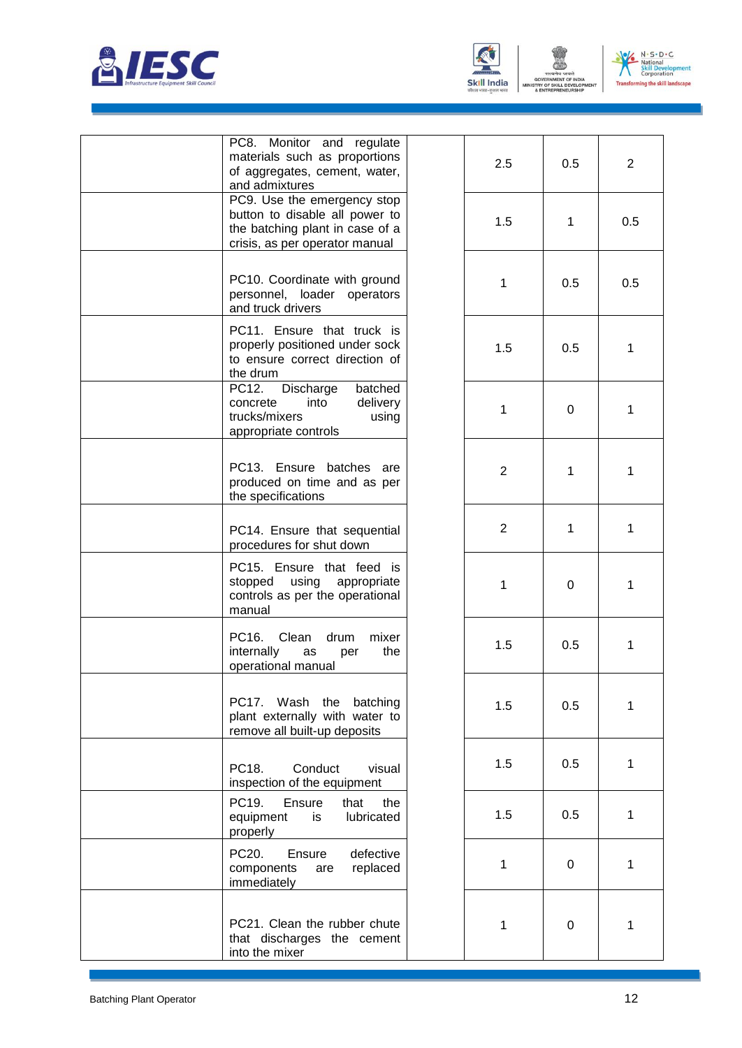| | | | | | |
|---|---|---|---|---|---|
| | PC8. Monitor and regulate materials such as proportions of aggregates, cement, water, and admixtures | | 2.5 | 0.5 | 2 |
| | PC9. Use the emergency stop button to disable all power to the batching plant in case of a crisis, as per operator manual | | 1.5 | 1 | 0.5 |
| | PC10. Coordinate with ground personnel, loader operators and truck drivers | | 1 | 0.5 | 0.5 |
| | PC11. Ensure that truck is properly positioned under sock to ensure correct direction of the drum | | 1.5 | 0.5 | 1 |
| | PC12. Discharge batched concrete into delivery trucks/mixers using appropriate controls | | 1 | 0 | 1 |
| | PC13. Ensure batches are produced on time and as per the specifications | | 2 | 1 | 1 |
| | PC14. Ensure that sequential procedures for shut down | | 2 | 1 | 1 |
| | PC15. Ensure that feed is stopped using appropriate controls as per the operational manual | | 1 | 0 | 1 |
| | PC16. Clean drum mixer internally as per the operational manual | | 1.5 | 0.5 | 1 |
| | PC17. Wash the batching plant externally with water to remove all built-up deposits | | 1.5 | 0.5 | 1 |
| | PC18. Conduct visual inspection of the equipment | | 1.5 | 0.5 | 1 |
| | PC19. Ensure that the equipment is lubricated properly | | 1.5 | 0.5 | 1 |
| | PC20. Ensure defective components are replaced immediately | | 1 | 0 | 1 |
| | PC21. Clean the rubber chute that discharges the cement into the mixer | | 1 | 0 | 1 |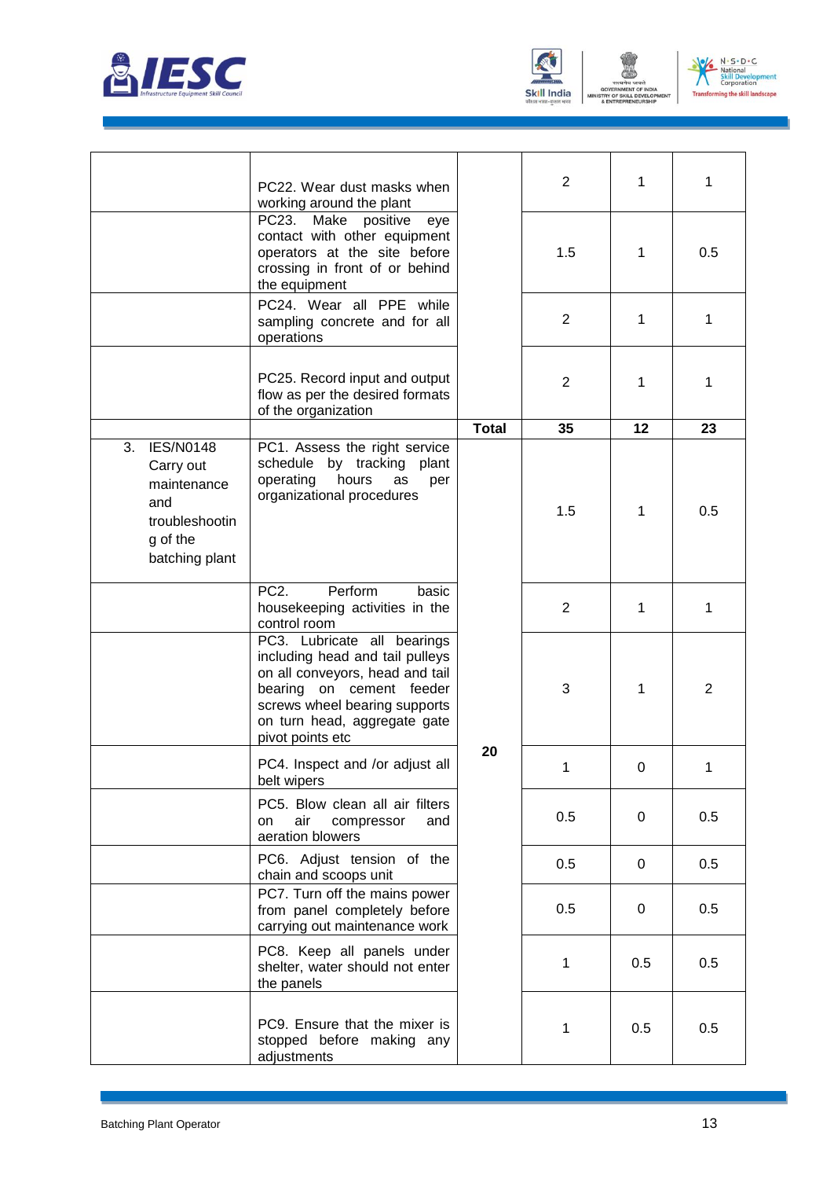| | | | | | |
|---|---|---|---|---|---|
| | PC22. Wear dust masks when working around the plant | | 2 | 1 | 1 |
| | PC23. Make positive eye contact with other equipment operators at the site before crossing in front of or behind the equipment | | 1.5 | 1 | 0.5 |
| | PC24. Wear all PPE while sampling concrete and for all operations | | 2 | 1 | 1 |
| | PC25. Record input and output flow as per the desired formats of the organization | | 2 | 1 | 1 |
| | | **Total** | **35** | **12** | **23** |
| 3. IES/N0148 Carry out maintenance and troubleshooting of the batching plant | PC1. Assess the right service schedule by tracking plant operating hours as per organizational procedures | **20** | 1.5 | 1 | 0.5 |
| | PC2. Perform basic housekeeping activities in the control room | | 2 | 1 | 1 |
| | PC3. Lubricate all bearings including head and tail pulleys on all conveyors, head and tail bearing on cement feeder screws wheel bearing supports on turn head, aggregate gate pivot points etc | | 3 | 1 | 2 |
| | PC4. Inspect and /or adjust all belt wipers | | 1 | 0 | 1 |
| | PC5. Blow clean all air filters on air compressor and aeration blowers | | 0.5 | 0 | 0.5 |
| | PC6. Adjust tension of the chain and scoops unit | | 0.5 | 0 | 0.5 |
| | PC7. Turn off the mains power from panel completely before carrying out maintenance work | | 0.5 | 0 | 0.5 |
| | PC8. Keep all panels under shelter, water should not enter the panels | | 1 | 0.5 | 0.5 |
| | PC9. Ensure that the mixer is stopped before making any adjustments | | 1 | 0.5 | 0.5 |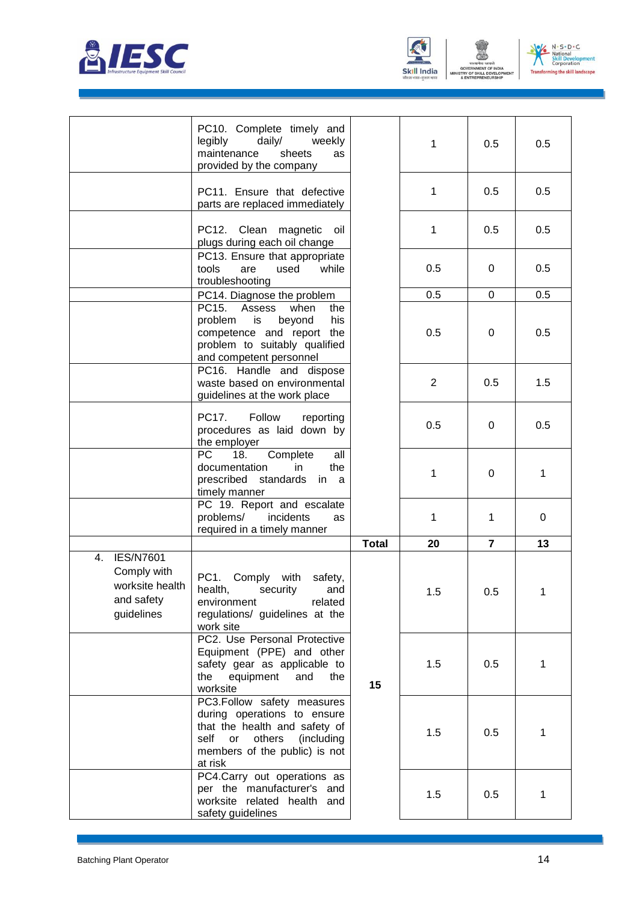| | | | | | |
|---|---|---|---|---|---|
| | PC10. Complete timely and legibly daily/ weekly maintenance sheets as provided by the company | | 1 | 0.5 | 0.5 |
| | PC11. Ensure that defective parts are replaced immediately | | 1 | 0.5 | 0.5 |
| | PC12. Clean magnetic oil plugs during each oil change | | 1 | 0.5 | 0.5 |
| | PC13. Ensure that appropriate tools are used while troubleshooting | | 0.5 | 0 | 0.5 |
| | PC14. Diagnose the problem | | 0.5 | 0 | 0.5 |
| | PC15. Assess when the problem is beyond his competence and report the problem to suitably qualified and competent personnel | | 0.5 | 0 | 0.5 |
| | PC16. Handle and dispose waste based on environmental guidelines at the work place | | 2 | 0.5 | 1.5 |
| | PC17. Follow reporting procedures as laid down by the employer | | 0.5 | 0 | 0.5 |
| | PC 18. Complete all documentation in the prescribed standards in a timely manner | | 1 | 0 | 1 |
| | PC 19. Report and escalate problems/ incidents as required in a timely manner | | 1 | 1 | 0 |
| | | **Total** | **20** | **7** | **13** |
| 4. IES/N7601 Comply with worksite health and safety guidelines | PC1. Comply with safety, health, security and environment related regulations/ guidelines at the work site | **15** | 1.5 | 0.5 | 1 |
| | PC2. Use Personal Protective Equipment (PPE) and other safety gear as applicable to the equipment and the worksite | | 1.5 | 0.5 | 1 |
| | PC3.Follow safety measures during operations to ensure that the health and safety of self or others (including members of the public) is not at risk | | 1.5 | 0.5 | 1 |
| | PC4.Carry out operations as per the manufacturer's and worksite related health and safety guidelines | | 1.5 | 0.5 | 1 |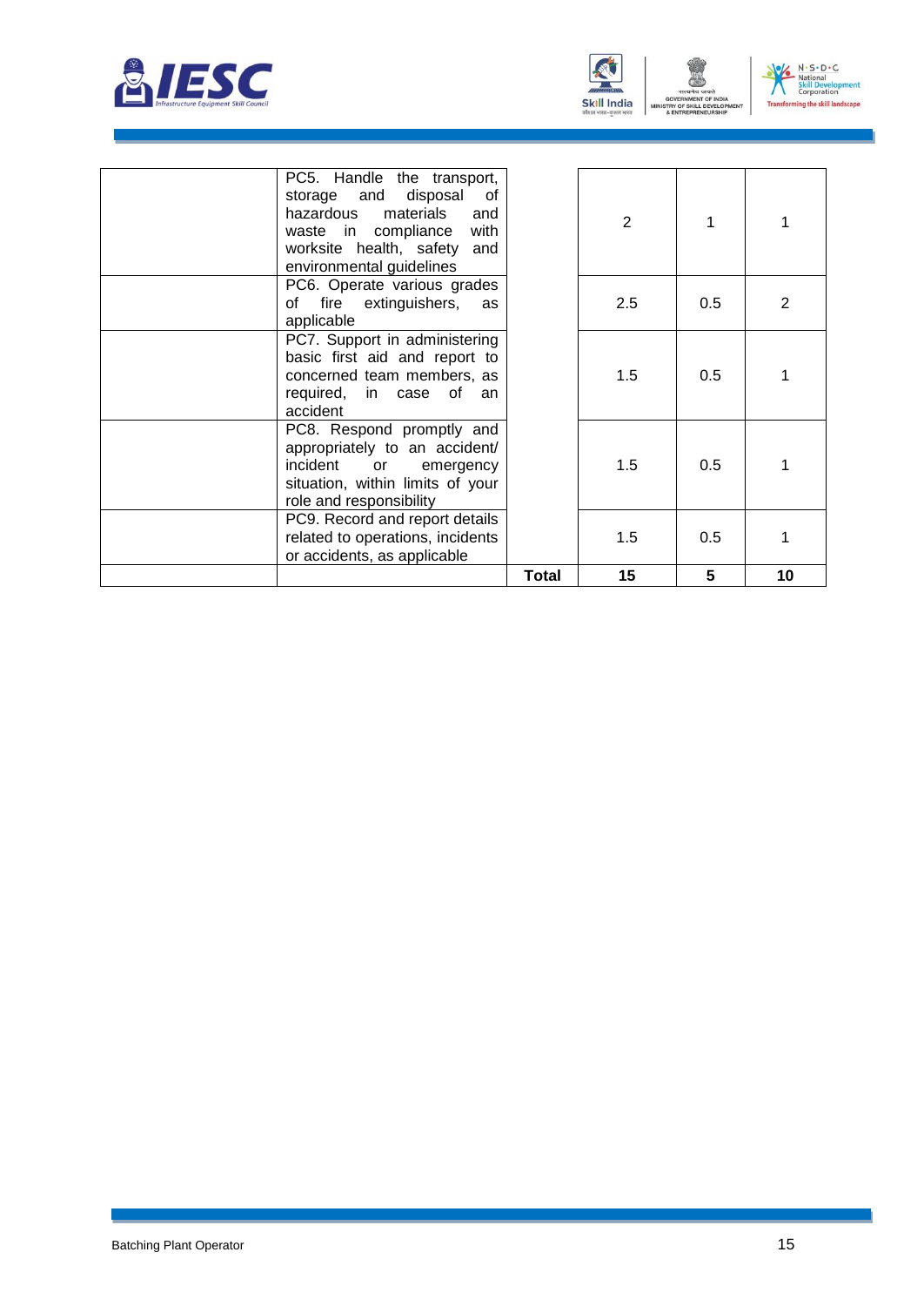| | | | | | |
|---|---|---|---|---|---|
| | PC5. Handle the transport, storage and disposal of hazardous materials and waste in compliance with worksite health, safety and environmental guidelines | | 2 | 1 | 1 |
| | PC6. Operate various grades of fire extinguishers, as applicable | | 2.5 | 0.5 | 2 |
| | PC7. Support in administering basic first aid and report to concerned team members, as required, in case of an accident | | 1.5 | 0.5 | 1 |
| | PC8. Respond promptly and appropriately to an accident/ incident or emergency situation, within limits of your role and responsibility | | 1.5 | 0.5 | 1 |
| | PC9. Record and report details related to operations, incidents or accidents, as applicable | | 1.5 | 0.5 | 1 |
| | | **Total** | **15** | **5** | **10** |